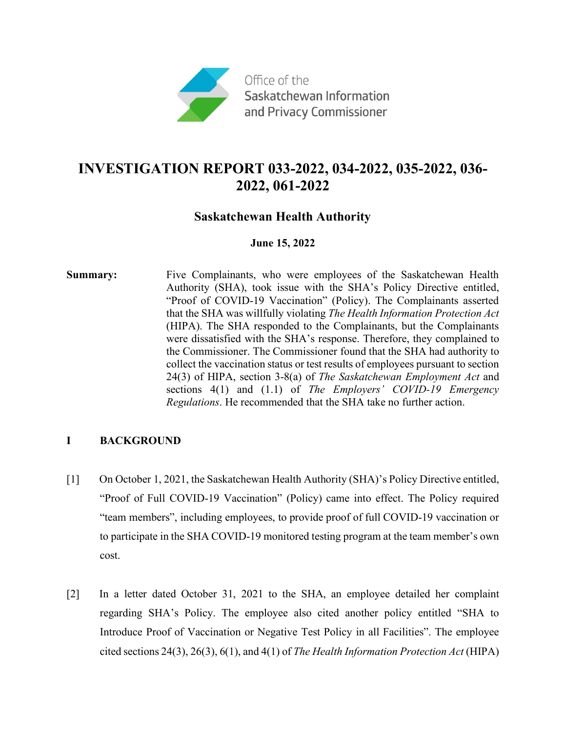Office of the
Saskatchewan Information
and Privacy Commissioner

# INVESTIGATION REPORT 033-2022, 034-2022, 035-2022, 036-2022, 061-2022

## Saskatchewan Health Authority

**June 15, 2022**

**Summary:** Five Complainants, who were employees of the Saskatchewan Health Authority (SHA), took issue with the SHA's Policy Directive entitled, "Proof of COVID-19 Vaccination" (Policy). The Complainants asserted that the SHA was willfully violating *The Health Information Protection Act* (HIPA). The SHA responded to the Complainants, but the Complainants were dissatisfied with the SHA's response. Therefore, they complained to the Commissioner. The Commissioner found that the SHA had authority to collect the vaccination status or test results of employees pursuant to section 24(3) of HIPA, section 3-8(a) of *The Saskatchewan Employment Act* and sections 4(1) and (1.1) of *The Employers' COVID-19 Emergency Regulations*. He recommended that the SHA take no further action.

## I BACKGROUND

[1] On October 1, 2021, the Saskatchewan Health Authority (SHA)'s Policy Directive entitled, "Proof of Full COVID-19 Vaccination" (Policy) came into effect. The Policy required "team members", including employees, to provide proof of full COVID-19 vaccination or to participate in the SHA COVID-19 monitored testing program at the team member's own cost.

[2] In a letter dated October 31, 2021 to the SHA, an employee detailed her complaint regarding SHA's Policy. The employee also cited another policy entitled "SHA to Introduce Proof of Vaccination or Negative Test Policy in all Facilities". The employee cited sections 24(3), 26(3), 6(1), and 4(1) of *The Health Information Protection Act* (HIPA)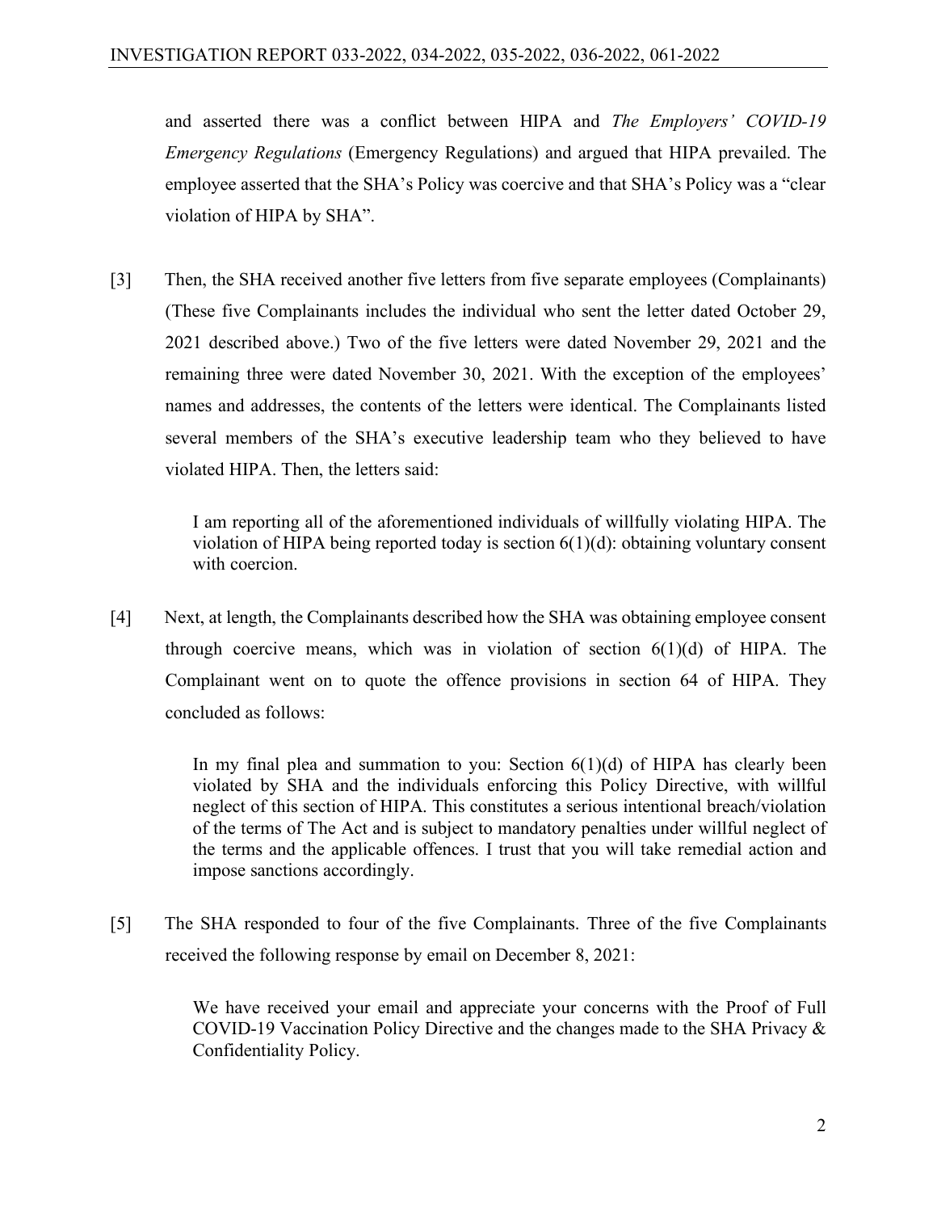and asserted there was a conflict between HIPA and *The Employers' COVID-19 Emergency Regulations* (Emergency Regulations) and argued that HIPA prevailed. The employee asserted that the SHA's Policy was coercive and that SHA's Policy was a "clear violation of HIPA by SHA".

[3] Then, the SHA received another five letters from five separate employees (Complainants) (These five Complainants includes the individual who sent the letter dated October 29, 2021 described above.) Two of the five letters were dated November 29, 2021 and the remaining three were dated November 30, 2021. With the exception of the employees' names and addresses, the contents of the letters were identical. The Complainants listed several members of the SHA's executive leadership team who they believed to have violated HIPA. Then, the letters said:

> I am reporting all of the aforementioned individuals of willfully violating HIPA. The violation of HIPA being reported today is section 6(1)(d): obtaining voluntary consent with coercion.

[4] Next, at length, the Complainants described how the SHA was obtaining employee consent through coercive means, which was in violation of section 6(1)(d) of HIPA. The Complainant went on to quote the offence provisions in section 64 of HIPA. They concluded as follows:

> In my final plea and summation to you: Section 6(1)(d) of HIPA has clearly been violated by SHA and the individuals enforcing this Policy Directive, with willful neglect of this section of HIPA. This constitutes a serious intentional breach/violation of the terms of The Act and is subject to mandatory penalties under willful neglect of the terms and the applicable offences. I trust that you will take remedial action and impose sanctions accordingly.

[5] The SHA responded to four of the five Complainants. Three of the five Complainants received the following response by email on December 8, 2021:

> We have received your email and appreciate your concerns with the Proof of Full COVID-19 Vaccination Policy Directive and the changes made to the SHA Privacy & Confidentiality Policy.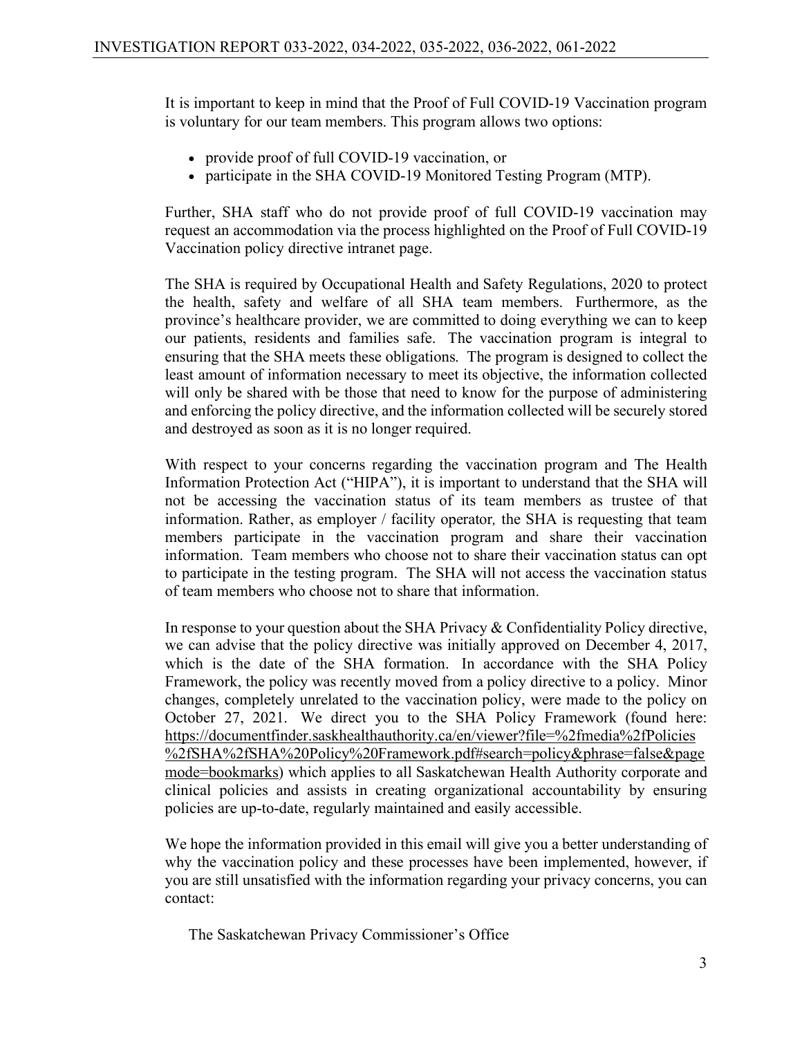It is important to keep in mind that the Proof of Full COVID-19 Vaccination program is voluntary for our team members. This program allows two options:

- provide proof of full COVID-19 vaccination, or
- participate in the SHA COVID-19 Monitored Testing Program (MTP).

Further, SHA staff who do not provide proof of full COVID-19 vaccination may request an accommodation via the process highlighted on the Proof of Full COVID-19 Vaccination policy directive intranet page.

The SHA is required by Occupational Health and Safety Regulations, 2020 to protect the health, safety and welfare of all SHA team members. Furthermore, as the province's healthcare provider, we are committed to doing everything we can to keep our patients, residents and families safe. The vaccination program is integral to ensuring that the SHA meets these obligations. The program is designed to collect the least amount of information necessary to meet its objective, the information collected will only be shared with be those that need to know for the purpose of administering and enforcing the policy directive, and the information collected will be securely stored and destroyed as soon as it is no longer required.

With respect to your concerns regarding the vaccination program and The Health Information Protection Act ("HIPA"), it is important to understand that the SHA will not be accessing the vaccination status of its team members as trustee of that information. Rather, as employer / facility operator*,* the SHA is requesting that team members participate in the vaccination program and share their vaccination information. Team members who choose not to share their vaccination status can opt to participate in the testing program. The SHA will not access the vaccination status of team members who choose not to share that information.

In response to your question about the SHA Privacy & Confidentiality Policy directive, we can advise that the policy directive was initially approved on December 4, 2017, which is the date of the SHA formation. In accordance with the SHA Policy Framework, the policy was recently moved from a policy directive to a policy. Minor changes, completely unrelated to the vaccination policy, were made to the policy on October 27, 2021. We direct you to the SHA Policy Framework (found here: https://documentfinder.saskhealthauthority.ca/en/viewer?file=%2fmedia%2fPolicies%2fSHA%2fSHA%20Policy%20Framework.pdf#search=policy&phrase=false&pagemode=bookmarks) which applies to all Saskatchewan Health Authority corporate and clinical policies and assists in creating organizational accountability by ensuring policies are up-to-date, regularly maintained and easily accessible.

We hope the information provided in this email will give you a better understanding of why the vaccination policy and these processes have been implemented, however, if you are still unsatisfied with the information regarding your privacy concerns, you can contact:

The Saskatchewan Privacy Commissioner's Office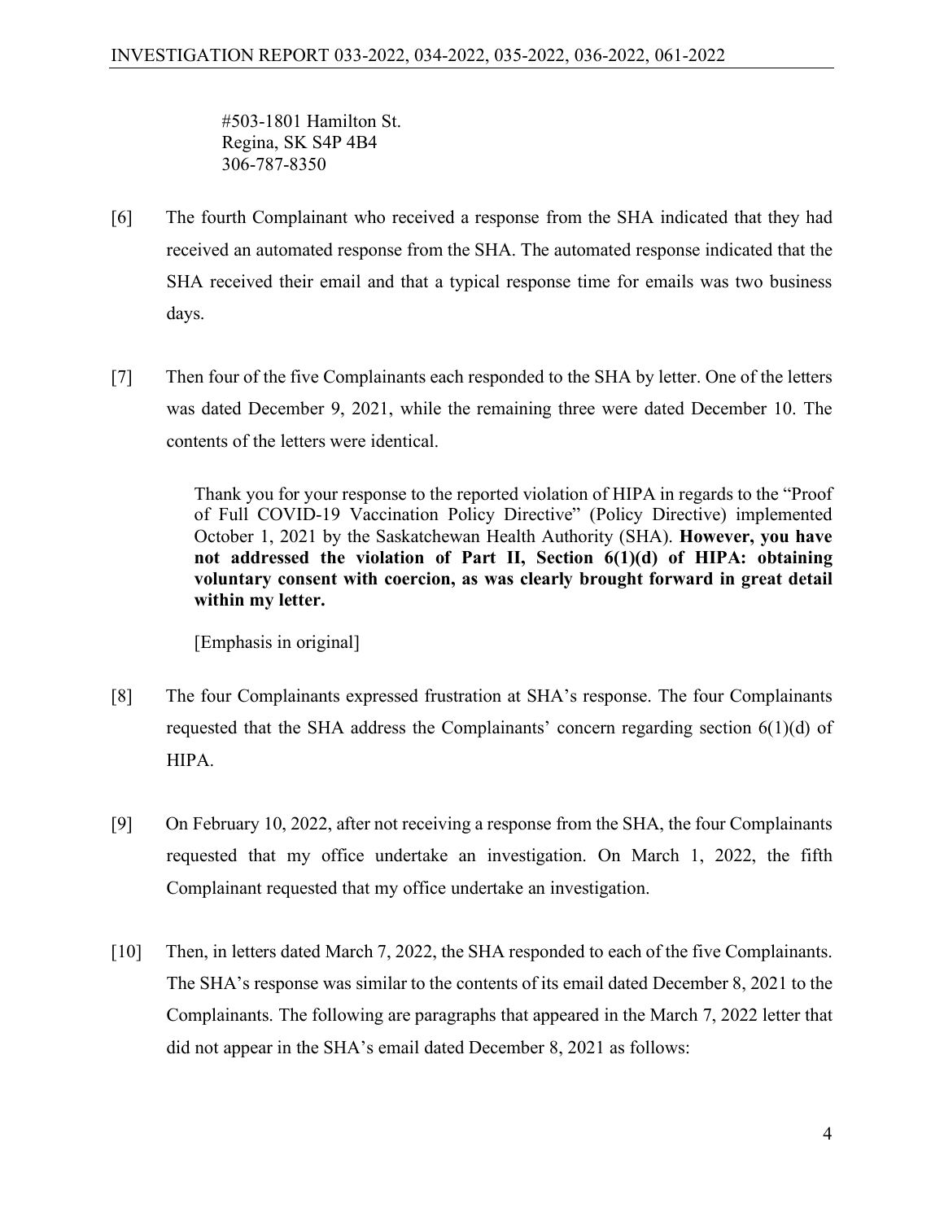#503-1801 Hamilton St.
Regina, SK S4P 4B4
306-787-8350

[6] The fourth Complainant who received a response from the SHA indicated that they had received an automated response from the SHA. The automated response indicated that the SHA received their email and that a typical response time for emails was two business days.

[7] Then four of the five Complainants each responded to the SHA by letter. One of the letters was dated December 9, 2021, while the remaining three were dated December 10. The contents of the letters were identical.

> Thank you for your response to the reported violation of HIPA in regards to the "Proof of Full COVID-19 Vaccination Policy Directive" (Policy Directive) implemented October 1, 2021 by the Saskatchewan Health Authority (SHA). **However, you have not addressed the violation of Part II, Section 6(1)(d) of HIPA: obtaining voluntary consent with coercion, as was clearly brought forward in great detail within my letter.**
>
> [Emphasis in original]

[8] The four Complainants expressed frustration at SHA's response. The four Complainants requested that the SHA address the Complainants' concern regarding section 6(1)(d) of HIPA.

[9] On February 10, 2022, after not receiving a response from the SHA, the four Complainants requested that my office undertake an investigation. On March 1, 2022, the fifth Complainant requested that my office undertake an investigation.

[10] Then, in letters dated March 7, 2022, the SHA responded to each of the five Complainants. The SHA's response was similar to the contents of its email dated December 8, 2021 to the Complainants. The following are paragraphs that appeared in the March 7, 2022 letter that did not appear in the SHA's email dated December 8, 2021 as follows: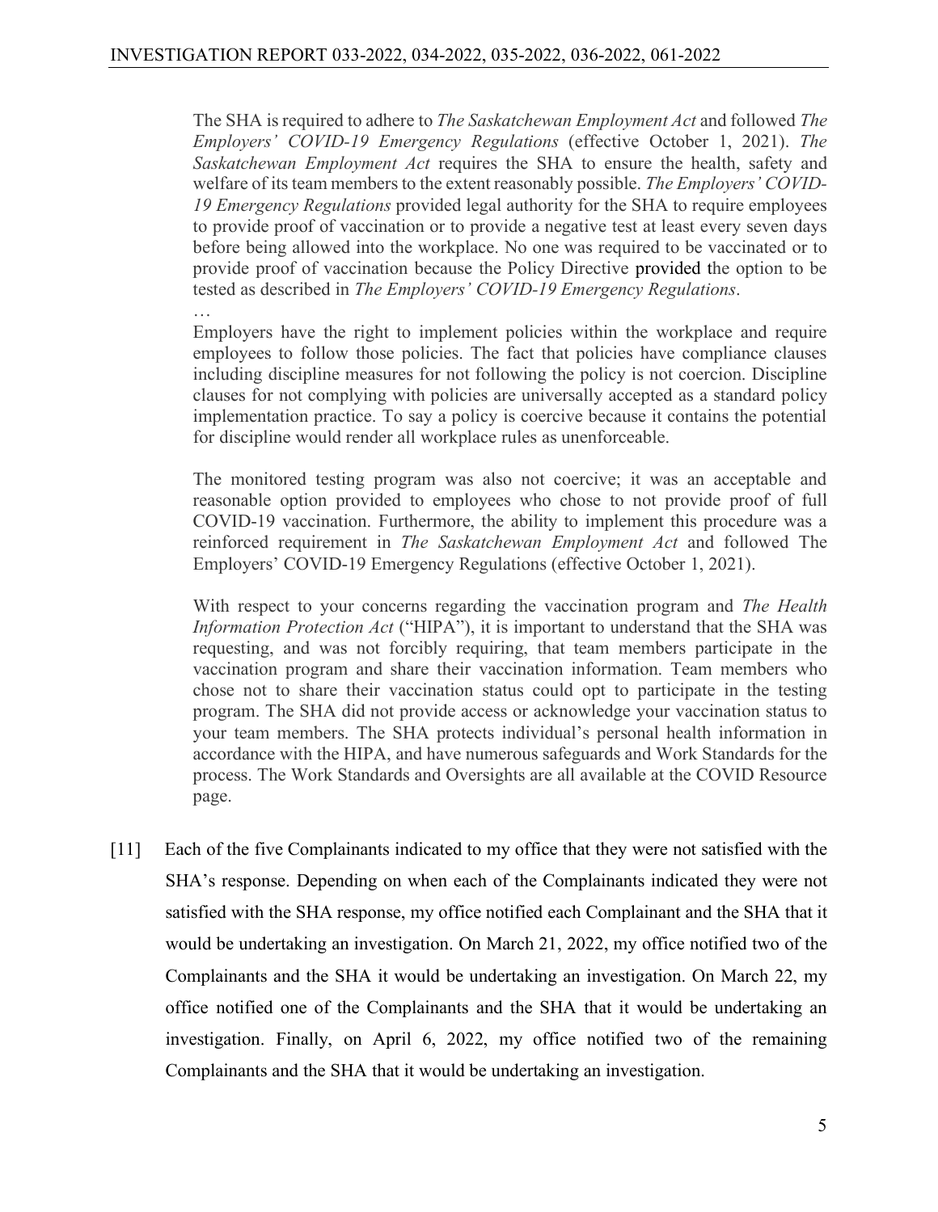> The SHA is required to adhere to *The Saskatchewan Employment Act* and followed *The Employers' COVID-19 Emergency Regulations* (effective October 1, 2021). *The Saskatchewan Employment Act* requires the SHA to ensure the health, safety and welfare of its team members to the extent reasonably possible. *The Employers' COVID-19 Emergency Regulations* provided legal authority for the SHA to require employees to provide proof of vaccination or to provide a negative test at least every seven days before being allowed into the workplace. No one was required to be vaccinated or to provide proof of vaccination because the Policy Directive provided the option to be tested as described in *The Employers' COVID-19 Emergency Regulations*.
>
> …
>
> Employers have the right to implement policies within the workplace and require employees to follow those policies. The fact that policies have compliance clauses including discipline measures for not following the policy is not coercion. Discipline clauses for not complying with policies are universally accepted as a standard policy implementation practice. To say a policy is coercive because it contains the potential for discipline would render all workplace rules as unenforceable.
>
> The monitored testing program was also not coercive; it was an acceptable and reasonable option provided to employees who chose to not provide proof of full COVID-19 vaccination. Furthermore, the ability to implement this procedure was a reinforced requirement in *The Saskatchewan Employment Act* and followed The Employers' COVID-19 Emergency Regulations (effective October 1, 2021).
>
> With respect to your concerns regarding the vaccination program and *The Health Information Protection Act* ("HIPA"), it is important to understand that the SHA was requesting, and was not forcibly requiring, that team members participate in the vaccination program and share their vaccination information. Team members who chose not to share their vaccination status could opt to participate in the testing program. The SHA did not provide access or acknowledge your vaccination status to your team members. The SHA protects individual's personal health information in accordance with the HIPA, and have numerous safeguards and Work Standards for the process. The Work Standards and Oversights are all available at the COVID Resource page.

[11] Each of the five Complainants indicated to my office that they were not satisfied with the SHA's response. Depending on when each of the Complainants indicated they were not satisfied with the SHA response, my office notified each Complainant and the SHA that it would be undertaking an investigation. On March 21, 2022, my office notified two of the Complainants and the SHA it would be undertaking an investigation. On March 22, my office notified one of the Complainants and the SHA that it would be undertaking an investigation. Finally, on April 6, 2022, my office notified two of the remaining Complainants and the SHA that it would be undertaking an investigation.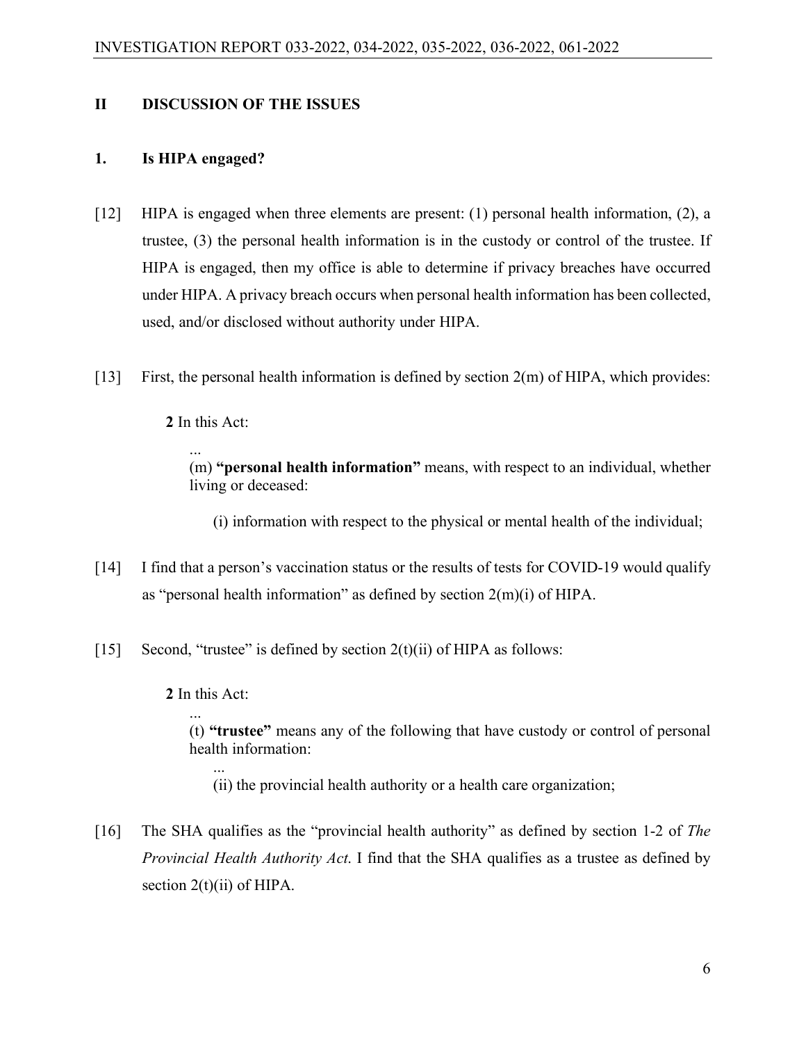## II DISCUSSION OF THE ISSUES

### 1. Is HIPA engaged?

[12] HIPA is engaged when three elements are present: (1) personal health information, (2), a trustee, (3) the personal health information is in the custody or control of the trustee. If HIPA is engaged, then my office is able to determine if privacy breaches have occurred under HIPA. A privacy breach occurs when personal health information has been collected, used, and/or disclosed without authority under HIPA.

[13] First, the personal health information is defined by section 2(m) of HIPA, which provides:

> **2** In this Act:
>
> ...
>
> (m) **"personal health information"** means, with respect to an individual, whether living or deceased:
>
> (i) information with respect to the physical or mental health of the individual;

[14] I find that a person's vaccination status or the results of tests for COVID-19 would qualify as "personal health information" as defined by section 2(m)(i) of HIPA.

[15] Second, "trustee" is defined by section 2(t)(ii) of HIPA as follows:

> **2** In this Act:
>
> ...
>
> (t) **"trustee"** means any of the following that have custody or control of personal health information:
>
> ...
>
> (ii) the provincial health authority or a health care organization;

[16] The SHA qualifies as the "provincial health authority" as defined by section 1-2 of *The Provincial Health Authority Act*. I find that the SHA qualifies as a trustee as defined by section 2(t)(ii) of HIPA.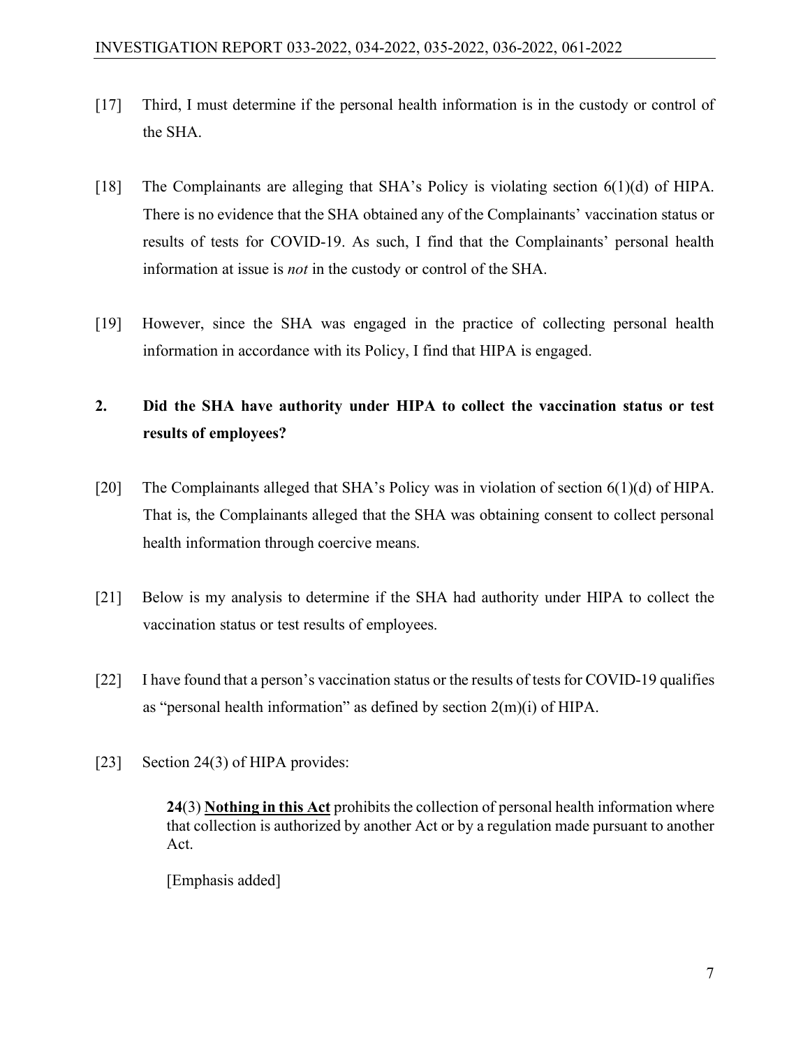[17] Third, I must determine if the personal health information is in the custody or control of the SHA.

[18] The Complainants are alleging that SHA's Policy is violating section 6(1)(d) of HIPA. There is no evidence that the SHA obtained any of the Complainants' vaccination status or results of tests for COVID-19. As such, I find that the Complainants' personal health information at issue is *not* in the custody or control of the SHA.

[19] However, since the SHA was engaged in the practice of collecting personal health information in accordance with its Policy, I find that HIPA is engaged.

## 2. Did the SHA have authority under HIPA to collect the vaccination status or test results of employees?

[20] The Complainants alleged that SHA's Policy was in violation of section 6(1)(d) of HIPA. That is, the Complainants alleged that the SHA was obtaining consent to collect personal health information through coercive means.

[21] Below is my analysis to determine if the SHA had authority under HIPA to collect the vaccination status or test results of employees.

[22] I have found that a person's vaccination status or the results of tests for COVID-19 qualifies as "personal health information" as defined by section 2(m)(i) of HIPA.

[23] Section 24(3) of HIPA provides:

> **24**(3) <u>**Nothing in this Act**</u> prohibits the collection of personal health information where that collection is authorized by another Act or by a regulation made pursuant to another Act.
>
> [Emphasis added]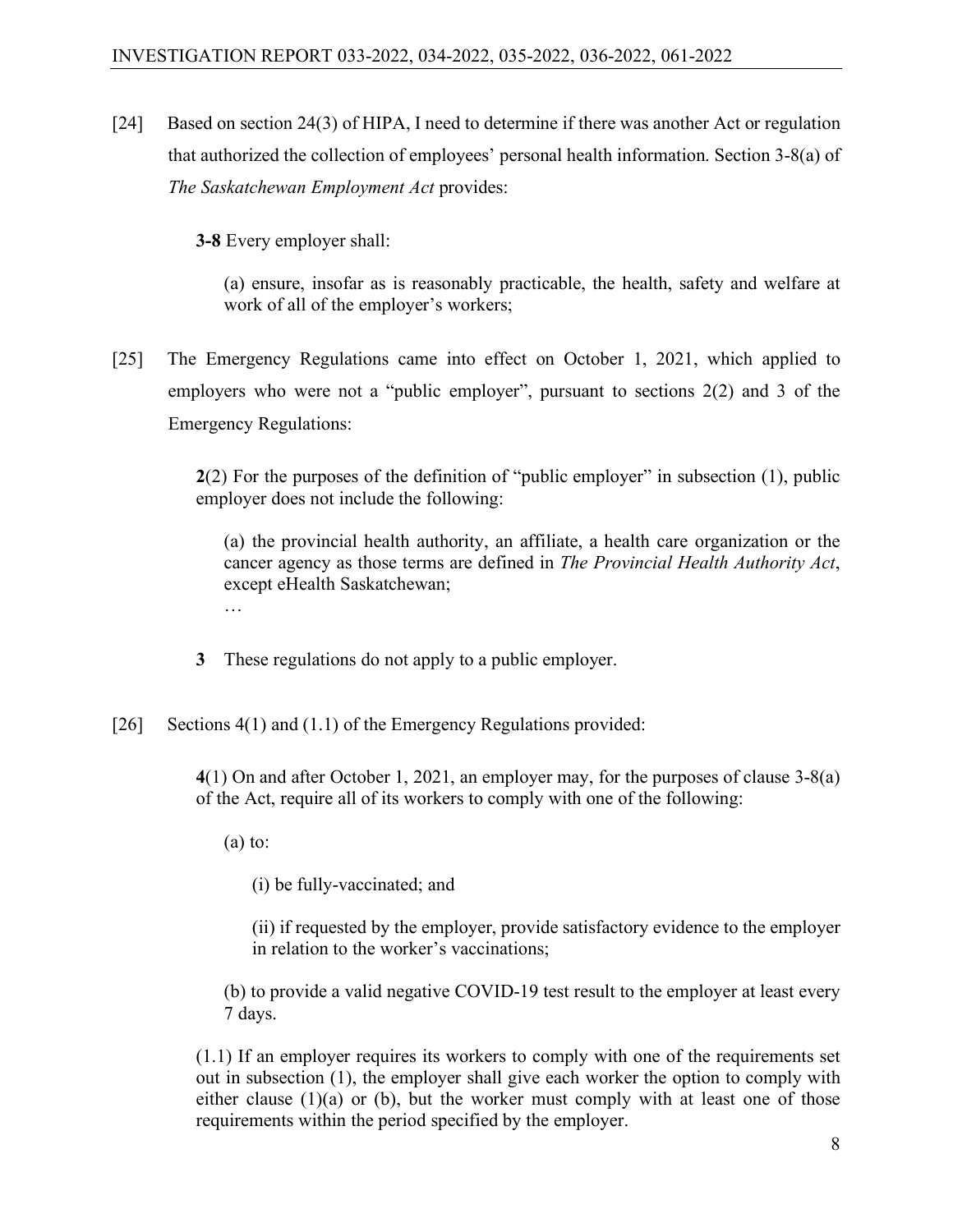[24] Based on section 24(3) of HIPA, I need to determine if there was another Act or regulation that authorized the collection of employees' personal health information. Section 3-8(a) of *The Saskatchewan Employment Act* provides:

> **3-8** Every employer shall:
>
> (a) ensure, insofar as is reasonably practicable, the health, safety and welfare at work of all of the employer's workers;

[25] The Emergency Regulations came into effect on October 1, 2021, which applied to employers who were not a "public employer", pursuant to sections 2(2) and 3 of the Emergency Regulations:

> **2**(2) For the purposes of the definition of "public employer" in subsection (1), public employer does not include the following:
>
> (a) the provincial health authority, an affiliate, a health care organization or the cancer agency as those terms are defined in *The Provincial Health Authority Act*, except eHealth Saskatchewan;
>
> …
>
> **3** These regulations do not apply to a public employer.

[26] Sections 4(1) and (1.1) of the Emergency Regulations provided:

> **4**(1) On and after October 1, 2021, an employer may, for the purposes of clause 3-8(a) of the Act, require all of its workers to comply with one of the following:
>
> (a) to:
>
> (i) be fully-vaccinated; and
>
> (ii) if requested by the employer, provide satisfactory evidence to the employer in relation to the worker's vaccinations;
>
> (b) to provide a valid negative COVID-19 test result to the employer at least every 7 days.
>
> (1.1) If an employer requires its workers to comply with one of the requirements set out in subsection (1), the employer shall give each worker the option to comply with either clause (1)(a) or (b), but the worker must comply with at least one of those requirements within the period specified by the employer.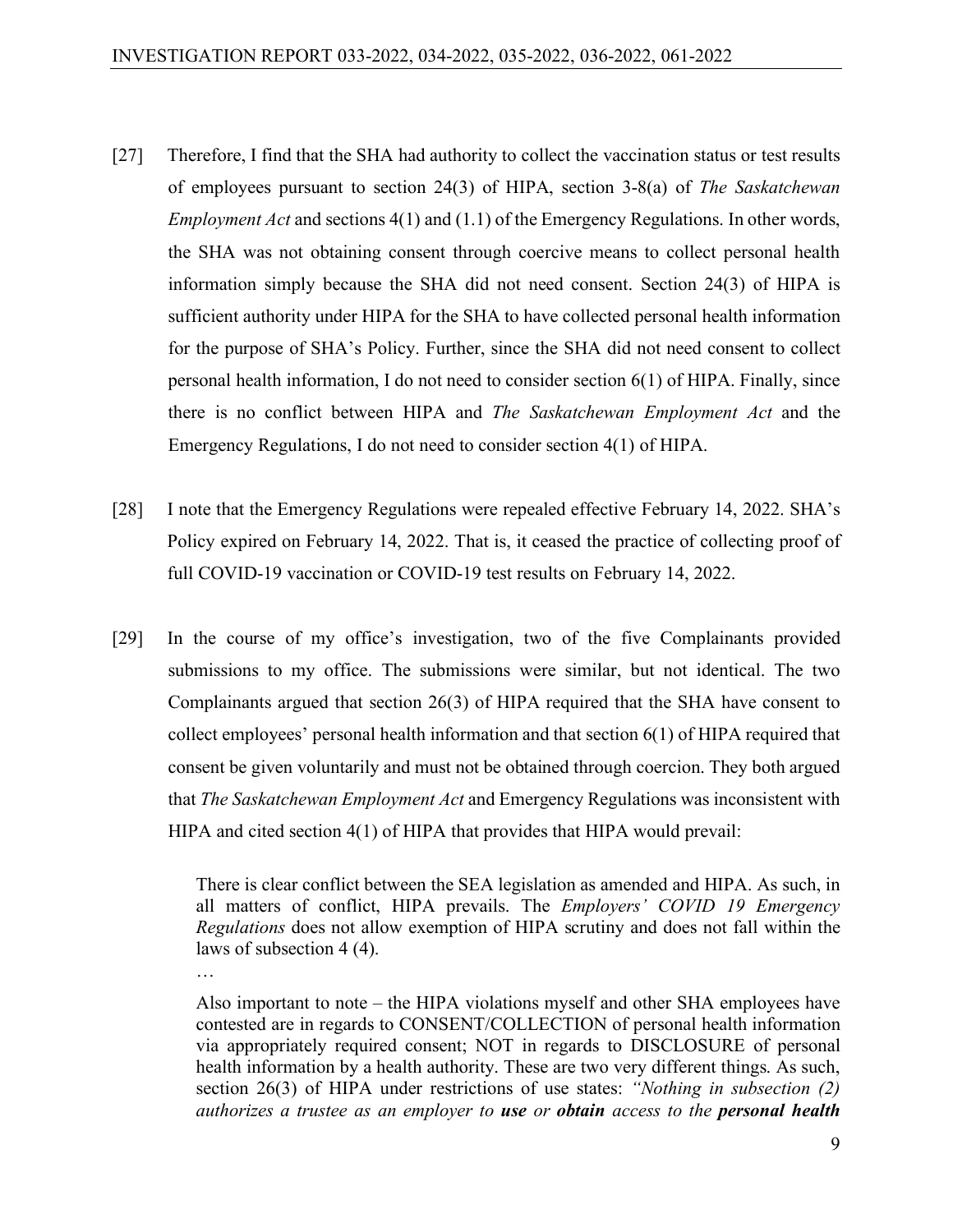[27] Therefore, I find that the SHA had authority to collect the vaccination status or test results of employees pursuant to section 24(3) of HIPA, section 3-8(a) of *The Saskatchewan Employment Act* and sections 4(1) and (1.1) of the Emergency Regulations. In other words, the SHA was not obtaining consent through coercive means to collect personal health information simply because the SHA did not need consent. Section 24(3) of HIPA is sufficient authority under HIPA for the SHA to have collected personal health information for the purpose of SHA's Policy. Further, since the SHA did not need consent to collect personal health information, I do not need to consider section 6(1) of HIPA. Finally, since there is no conflict between HIPA and *The Saskatchewan Employment Act* and the Emergency Regulations, I do not need to consider section 4(1) of HIPA.

[28] I note that the Emergency Regulations were repealed effective February 14, 2022. SHA's Policy expired on February 14, 2022. That is, it ceased the practice of collecting proof of full COVID-19 vaccination or COVID-19 test results on February 14, 2022.

[29] In the course of my office's investigation, two of the five Complainants provided submissions to my office. The submissions were similar, but not identical. The two Complainants argued that section 26(3) of HIPA required that the SHA have consent to collect employees' personal health information and that section 6(1) of HIPA required that consent be given voluntarily and must not be obtained through coercion. They both argued that *The Saskatchewan Employment Act* and Emergency Regulations was inconsistent with HIPA and cited section 4(1) of HIPA that provides that HIPA would prevail:

> There is clear conflict between the SEA legislation as amended and HIPA. As such, in all matters of conflict, HIPA prevails. The *Employers' COVID 19 Emergency Regulations* does not allow exemption of HIPA scrutiny and does not fall within the laws of subsection 4 (4).
>
> …
>
> Also important to note – the HIPA violations myself and other SHA employees have contested are in regards to CONSENT/COLLECTION of personal health information via appropriately required consent; NOT in regards to DISCLOSURE of personal health information by a health authority. These are two very different things. As such, section 26(3) of HIPA under restrictions of use states: *"Nothing in subsection (2) authorizes a trustee as an employer to **use** or **obtain** access to the **personal health**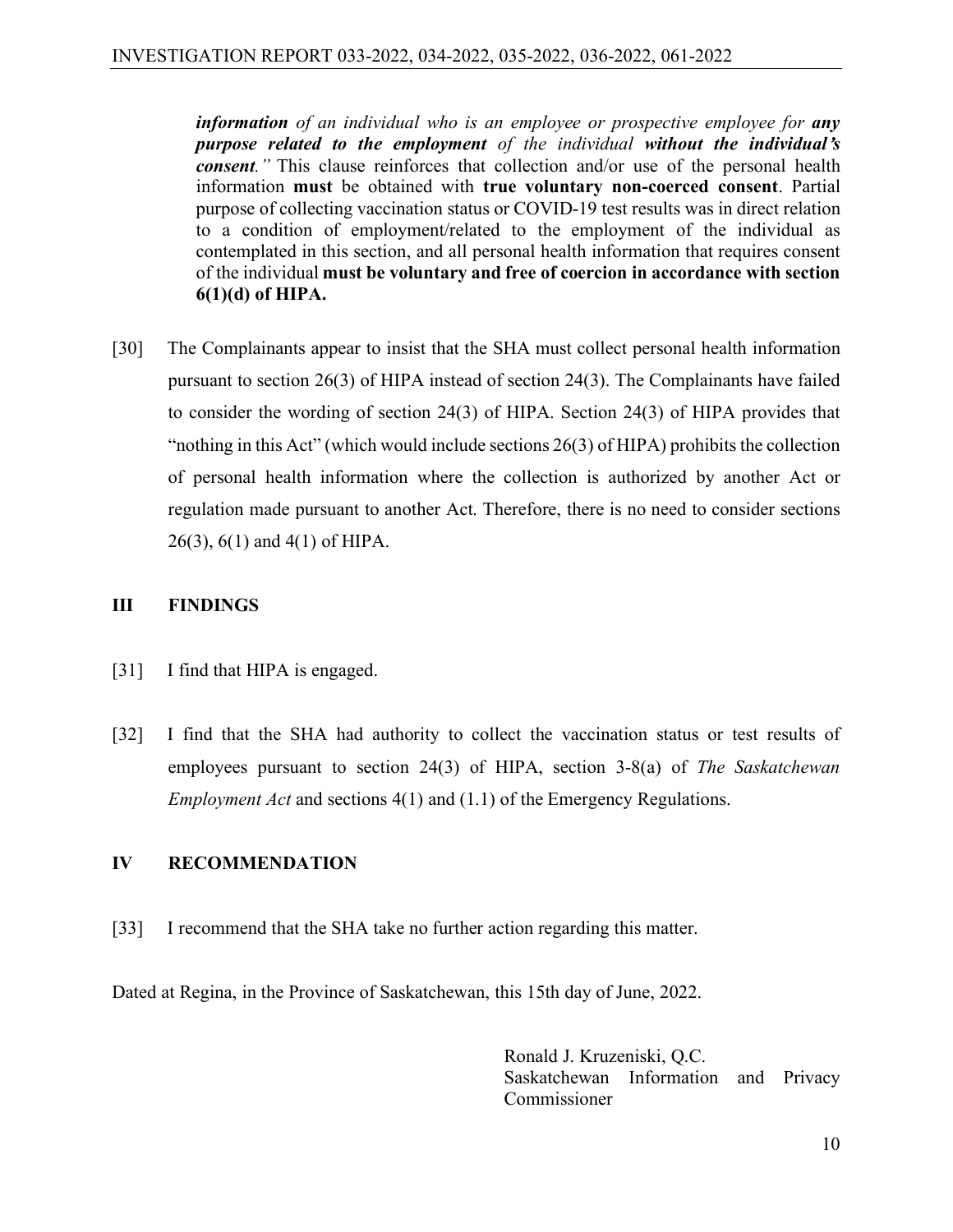*information* *of an individual who is an employee or prospective employee for* ***any purpose related to the employment*** *of the individual* ***without the individual's consent****."* This clause reinforces that collection and/or use of the personal health information **must** be obtained with **true voluntary non-coerced consent**. Partial purpose of collecting vaccination status or COVID-19 test results was in direct relation to a condition of employment/related to the employment of the individual as contemplated in this section, and all personal health information that requires consent of the individual **must be voluntary and free of coercion in accordance with section 6(1)(d) of HIPA.**

[30] The Complainants appear to insist that the SHA must collect personal health information pursuant to section 26(3) of HIPA instead of section 24(3). The Complainants have failed to consider the wording of section 24(3) of HIPA. Section 24(3) of HIPA provides that "nothing in this Act" (which would include sections 26(3) of HIPA) prohibits the collection of personal health information where the collection is authorized by another Act or regulation made pursuant to another Act. Therefore, there is no need to consider sections 26(3), 6(1) and 4(1) of HIPA.

## III FINDINGS

[31] I find that HIPA is engaged.

[32] I find that the SHA had authority to collect the vaccination status or test results of employees pursuant to section 24(3) of HIPA, section 3-8(a) of *The Saskatchewan Employment Act* and sections 4(1) and (1.1) of the Emergency Regulations.

## IV RECOMMENDATION

[33] I recommend that the SHA take no further action regarding this matter.

Dated at Regina, in the Province of Saskatchewan, this 15th day of June, 2022.

Ronald J. Kruzeniski, Q.C.
Saskatchewan Information and Privacy Commissioner